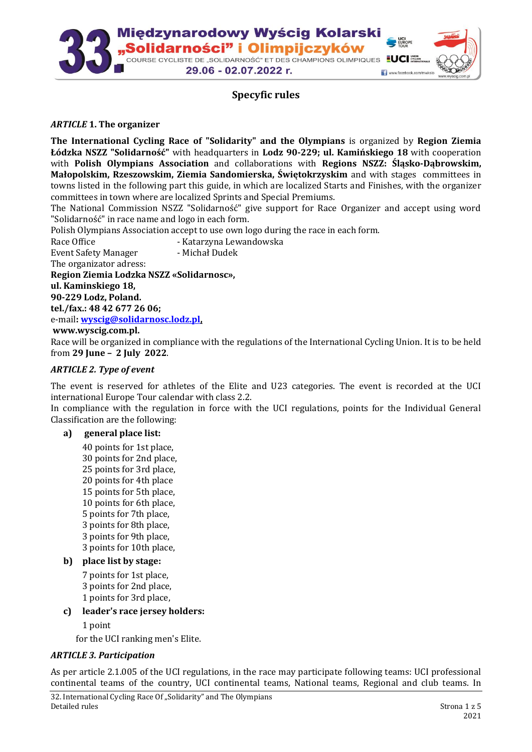# Specyfic rules

***ARTICLE* 1. The organizer**

**The International Cycling Race of "Solidarity" and the Olympians** is organized by **Region Ziemia Łódzka NSZZ "Solidarność"** with headquarters in **Lodz 90-229; ul. Kamińskiego 18** with cooperation with **Polish Olympians Association** and collaborations with **Regions NSZZ: Śląsko-Dąbrowskim, Małopolskim, Rzeszowskim, Ziemia Sandomierska, Świętokrzyskim** and with stages committees in towns listed in the following part this guide, in which are localized Starts and Finishes, with the organizer committees in town where are localized Sprints and Special Premiums.

The National Commission NSZZ "Solidarność" give support for Race Organizer and accept using word "Solidarność" in race name and logo in each form.

Polish Olympians Association accept to use own logo during the race in each form.

Race Office - Katarzyna Lewandowska

Event Safety Manager - Michał Dudek

The organizator adress:

**Region Ziemia Lodzka NSZZ «Solidarnosc»,**
**ul. Kaminskiego 18,**
**90-229 Lodz, Poland.**
**tel./fax.: 48 42 677 26 06;**
e-mail**: wyscig@solidarnosc.lodz.pl,**
**www.wyscig.com.pl.**

Race will be organized in compliance with the regulations of the International Cycling Union. It is to be held from **29 June – 2 July 2022**.

***ARTICLE 2. Type of event***

The event is reserved for athletes of the Elite and U23 categories. The event is recorded at the UCI international Europe Tour calendar with class 2.2.

In compliance with the regulation in force with the UCI regulations, points for the Individual General Classification are the following:

**a) general place list:**

40 points for 1st place,
30 points for 2nd place,
25 points for 3rd place,
20 points for 4th place
15 points for 5th place,
10 points for 6th place,
5 points for 7th place,
3 points for 8th place,
3 points for 9th place,
3 points for 10th place,

**b) place list by stage:**

7 points for 1st place,
3 points for 2nd place,
1 points for 3rd place,

**c) leader's race jersey holders:**

1 point

for the UCI ranking men's Elite.

***ARTICLE 3. Participation***

As per article 2.1.005 of the UCI regulations, in the race may participate following teams: UCI professional continental teams of the country, UCI continental teams, National teams, Regional and club teams. In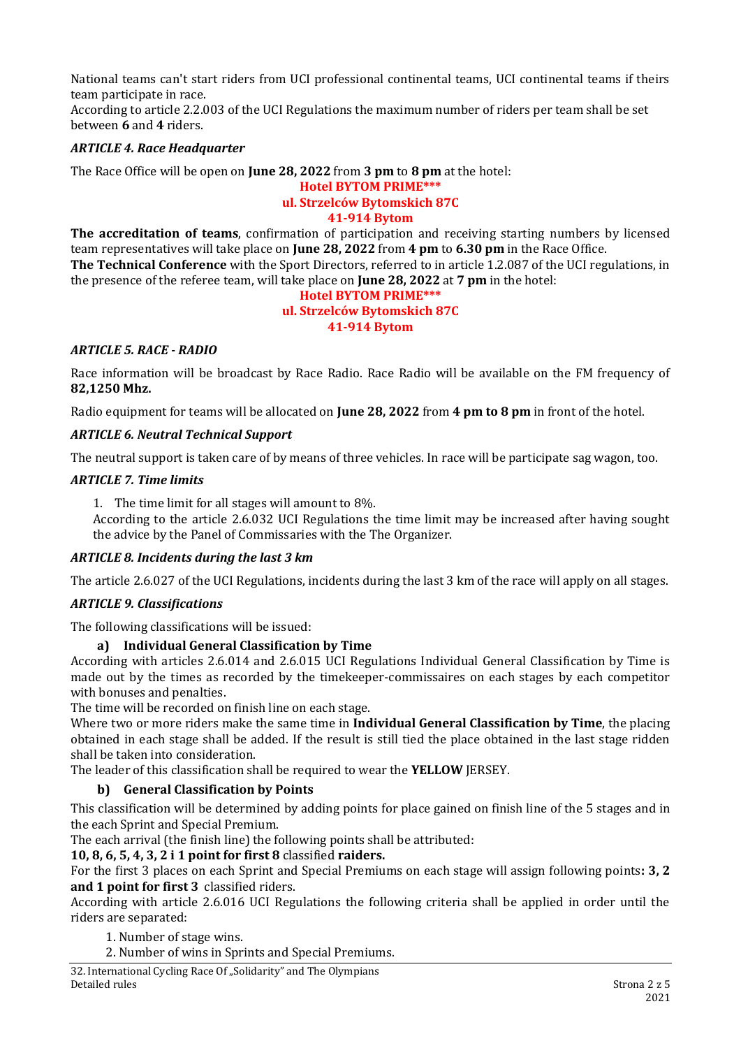National teams can't start riders from UCI professional continental teams, UCI continental teams if theirs team participate in race.
According to article 2.2.003 of the UCI Regulations the maximum number of riders per team shall be set between **6** and **4** riders.

### *ARTICLE 4. Race Headquarter*

The Race Office will be open on **June 28, 2022** from **3 pm** to **8 pm** at the hotel:

**Hotel BYTOM PRIME\*\*\***
**ul. Strzelców Bytomskich 87C**
**41-914 Bytom**

**The accreditation of teams**, confirmation of participation and receiving starting numbers by licensed team representatives will take place on **June 28, 2022** from **4 pm** to **6.30 pm** in the Race Office.
**The Technical Conference** with the Sport Directors, referred to in article 1.2.087 of the UCI regulations, in the presence of the referee team, will take place on **June 28, 2022** at **7 pm** in the hotel:

**Hotel BYTOM PRIME\*\*\***
**ul. Strzelców Bytomskich 87C**
**41-914 Bytom**

### *ARTICLE 5. RACE - RADIO*

Race information will be broadcast by Race Radio. Race Radio will be available on the FM frequency of **82,1250 Mhz.**

Radio equipment for teams will be allocated on **June 28, 2022** from **4 pm to 8 pm** in front of the hotel.

### *ARTICLE 6. Neutral Technical Support*

The neutral support is taken care of by means of three vehicles. In race will be participate sag wagon, too.

### *ARTICLE 7. Time limits*

1. The time limit for all stages will amount to 8%.
   According to the article 2.6.032 UCI Regulations the time limit may be increased after having sought the advice by the Panel of Commissaries with the The Organizer.

### *ARTICLE 8. Incidents during the last 3 km*

The article 2.6.027 of the UCI Regulations, incidents during the last 3 km of the race will apply on all stages.

### *ARTICLE 9. Classifications*

The following classifications will be issued:

**a) Individual General Classification by Time**

According with articles 2.6.014 and 2.6.015 UCI Regulations Individual General Classification by Time is made out by the times as recorded by the timekeeper-commissaires on each stages by each competitor with bonuses and penalties.
The time will be recorded on finish line on each stage.
Where two or more riders make the same time in **Individual General Classification by Time**, the placing obtained in each stage shall be added. If the result is still tied the place obtained in the last stage ridden shall be taken into consideration.
The leader of this classification shall be required to wear the **YELLOW** JERSEY.

**b) General Classification by Points**

This classification will be determined by adding points for place gained on finish line of the 5 stages and in the each Sprint and Special Premium.
The each arrival (the finish line) the following points shall be attributed:
**10, 8, 6, 5, 4, 3, 2 i 1 point for first 8** classified **raiders.**
For the first 3 places on each Sprint and Special Premiums on each stage will assign following points**: 3, 2 and 1 point for first 3** classified riders.
According with article 2.6.016 UCI Regulations the following criteria shall be applied in order until the riders are separated:

1. Number of stage wins.
2. Number of wins in Sprints and Special Premiums.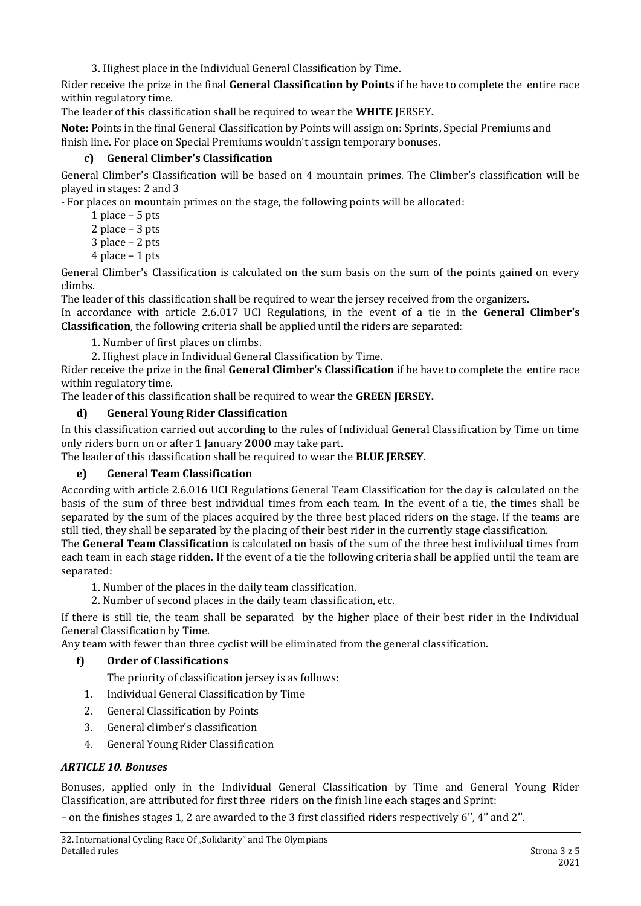3. Highest place in the Individual General Classification by Time.

Rider receive the prize in the final **General Classification by Points** if he have to complete the entire race within regulatory time.

The leader of this classification shall be required to wear the **WHITE** JERSEY**.**

**Note:** Points in the final General Classification by Points will assign on: Sprints, Special Premiums and finish line. For place on Special Premiums wouldn't assign temporary bonuses.

### c) General Climber's Classification

General Climber's Classification will be based on 4 mountain primes. The Climber's classification will be played in stages: 2 and 3

- For places on mountain primes on the stage, the following points will be allocated:

1 place – 5 pts
2 place – 3 pts
3 place – 2 pts
4 place – 1 pts

General Climber's Classification is calculated on the sum basis on the sum of the points gained on every climbs.

The leader of this classification shall be required to wear the jersey received from the organizers.

In accordance with article 2.6.017 UCI Regulations, in the event of a tie in the **General Climber's Classification**, the following criteria shall be applied until the riders are separated:

1. Number of first places on climbs.
2. Highest place in Individual General Classification by Time.

Rider receive the prize in the final **General Climber's Classification** if he have to complete the entire race within regulatory time.

The leader of this classification shall be required to wear the **GREEN JERSEY.**

### d) General Young Rider Classification

In this classification carried out according to the rules of Individual General Classification by Time on time only riders born on or after 1 January **2000** may take part.

The leader of this classification shall be required to wear the **BLUE JERSEY**.

### e) General Team Classification

According with article 2.6.016 UCI Regulations General Team Classification for the day is calculated on the basis of the sum of three best individual times from each team. In the event of a tie, the times shall be separated by the sum of the places acquired by the three best placed riders on the stage. If the teams are still tied, they shall be separated by the placing of their best rider in the currently stage classification.

The **General Team Classification** is calculated on basis of the sum of the three best individual times from each team in each stage ridden. If the event of a tie the following criteria shall be applied until the team are separated:

1. Number of the places in the daily team classification.
2. Number of second places in the daily team classification, etc.

If there is still tie, the team shall be separated by the higher place of their best rider in the Individual General Classification by Time.

Any team with fewer than three cyclist will be eliminated from the general classification.

### f) Order of Classifications

The priority of classification jersey is as follows:

1. Individual General Classification by Time
2. General Classification by Points
3. General climber's classification
4. General Young Rider Classification

### *ARTICLE 10. Bonuses*

Bonuses, applied only in the Individual General Classification by Time and General Young Rider Classification, are attributed for first three riders on the finish line each stages and Sprint:

– on the finishes stages 1, 2 are awarded to the 3 first classified riders respectively 6'', 4'' and 2''.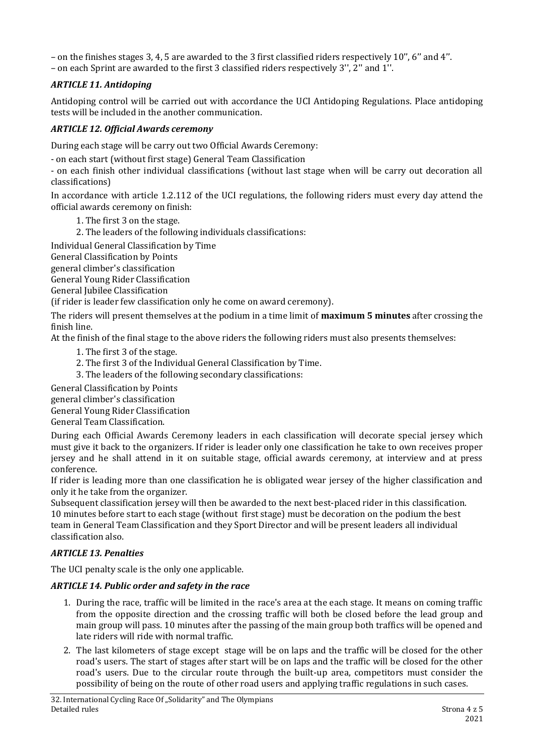– on the finishes stages 3, 4, 5 are awarded to the 3 first classified riders respectively 10'', 6'' and 4''.
– on each Sprint are awarded to the first 3 classified riders respectively 3'', 2'' and 1''.

### *ARTICLE 11. Antidoping*

Antidoping control will be carried out with accordance the UCI Antidoping Regulations. Place antidoping tests will be included in the another communication.

### *ARTICLE 12. Official Awards ceremony*

During each stage will be carry out two Official Awards Ceremony:

- on each start (without first stage) General Team Classification
- on each finish other individual classifications (without last stage when will be carry out decoration all classifications)

In accordance with article 1.2.112 of the UCI regulations, the following riders must every day attend the official awards ceremony on finish:

1. The first 3 on the stage.
2. The leaders of the following individuals classifications:

Individual General Classification by Time
General Classification by Points
general climber's classification
General Young Rider Classification
General Jubilee Classification
(if rider is leader few classification only he come on award ceremony).

The riders will present themselves at the podium in a time limit of **maximum 5 minutes** after crossing the finish line.
At the finish of the final stage to the above riders the following riders must also presents themselves:

1. The first 3 of the stage.
2. The first 3 of the Individual General Classification by Time.
3. The leaders of the following secondary classifications:

General Classification by Points
general climber's classification
General Young Rider Classification
General Team Classification.

During each Official Awards Ceremony leaders in each classification will decorate special jersey which must give it back to the organizers. If rider is leader only one classification he take to own receives proper jersey and he shall attend in it on suitable stage, official awards ceremony, at interview and at press conference.
If rider is leading more than one classification he is obligated wear jersey of the higher classification and only it he take from the organizer.
Subsequent classification jersey will then be awarded to the next best-placed rider in this classification.
10 minutes before start to each stage (without first stage) must be decoration on the podium the best team in General Team Classification and they Sport Director and will be present leaders all individual classification also.

### *ARTICLE 13. Penalties*

The UCI penalty scale is the only one applicable.

### *ARTICLE 14. Public order and safety in the race*

1. During the race, traffic will be limited in the race's area at the each stage. It means on coming traffic from the opposite direction and the crossing traffic will both be closed before the lead group and main group will pass. 10 minutes after the passing of the main group both traffics will be opened and late riders will ride with normal traffic.
2. The last kilometers of stage except stage will be on laps and the traffic will be closed for the other road's users. The start of stages after start will be on laps and the traffic will be closed for the other road's users. Due to the circular route through the built-up area, competitors must consider the possibility of being on the route of other road users and applying traffic regulations in such cases.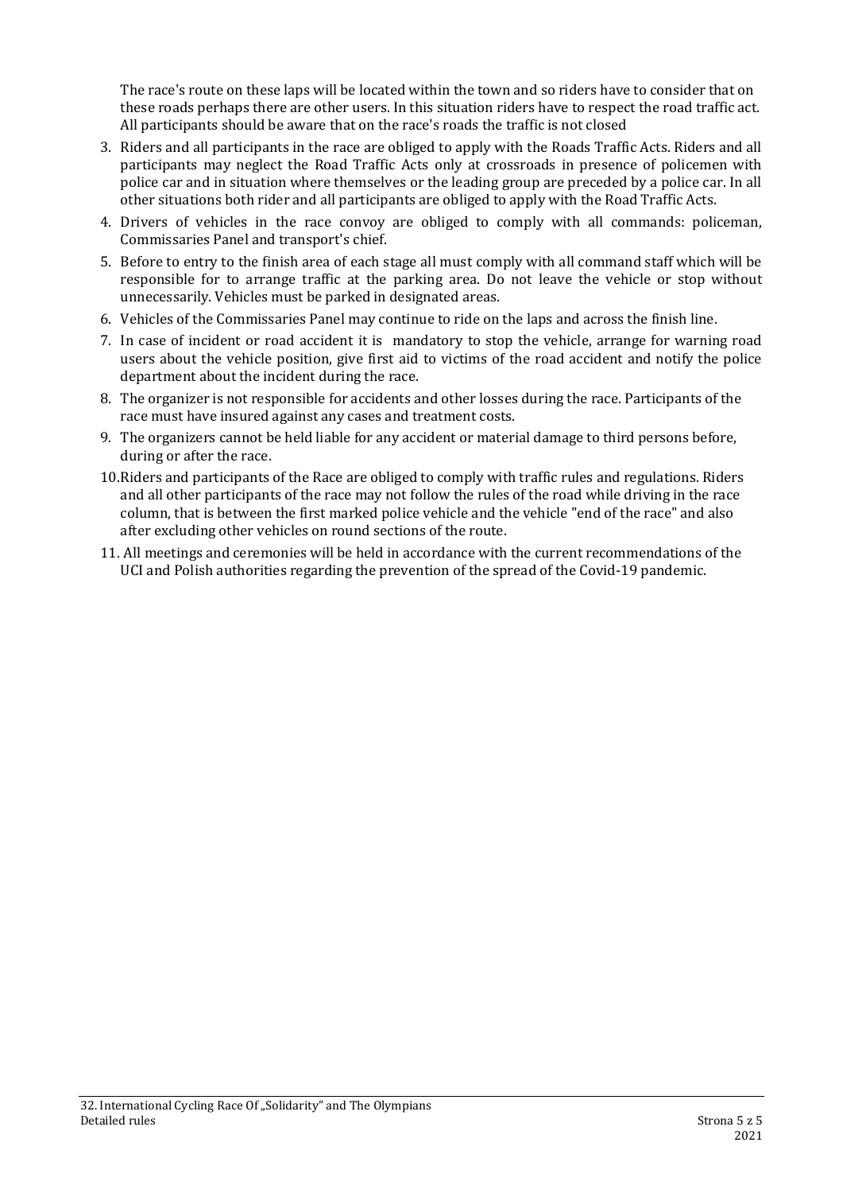The race's route on these laps will be located within the town and so riders have to consider that on these roads perhaps there are other users. In this situation riders have to respect the road traffic act. All participants should be aware that on the race's roads the traffic is not closed

3. Riders and all participants in the race are obliged to apply with the Roads Traffic Acts. Riders and all participants may neglect the Road Traffic Acts only at crossroads in presence of policemen with police car and in situation where themselves or the leading group are preceded by a police car. In all other situations both rider and all participants are obliged to apply with the Road Traffic Acts.
4. Drivers of vehicles in the race convoy are obliged to comply with all commands: policeman, Commissaries Panel and transport's chief.
5. Before to entry to the finish area of each stage all must comply with all command staff which will be responsible for to arrange traffic at the parking area. Do not leave the vehicle or stop without unnecessarily. Vehicles must be parked in designated areas.
6. Vehicles of the Commissaries Panel may continue to ride on the laps and across the finish line.
7. In case of incident or road accident it is mandatory to stop the vehicle, arrange for warning road users about the vehicle position, give first aid to victims of the road accident and notify the police department about the incident during the race.
8. The organizer is not responsible for accidents and other losses during the race. Participants of the race must have insured against any cases and treatment costs.
9. The organizers cannot be held liable for any accident or material damage to third persons before, during or after the race.
10. Riders and participants of the Race are obliged to comply with traffic rules and regulations. Riders and all other participants of the race may not follow the rules of the road while driving in the race column, that is between the first marked police vehicle and the vehicle "end of the race" and also after excluding other vehicles on round sections of the route.
11. All meetings and ceremonies will be held in accordance with the current recommendations of the UCI and Polish authorities regarding the prevention of the spread of the Covid-19 pandemic.